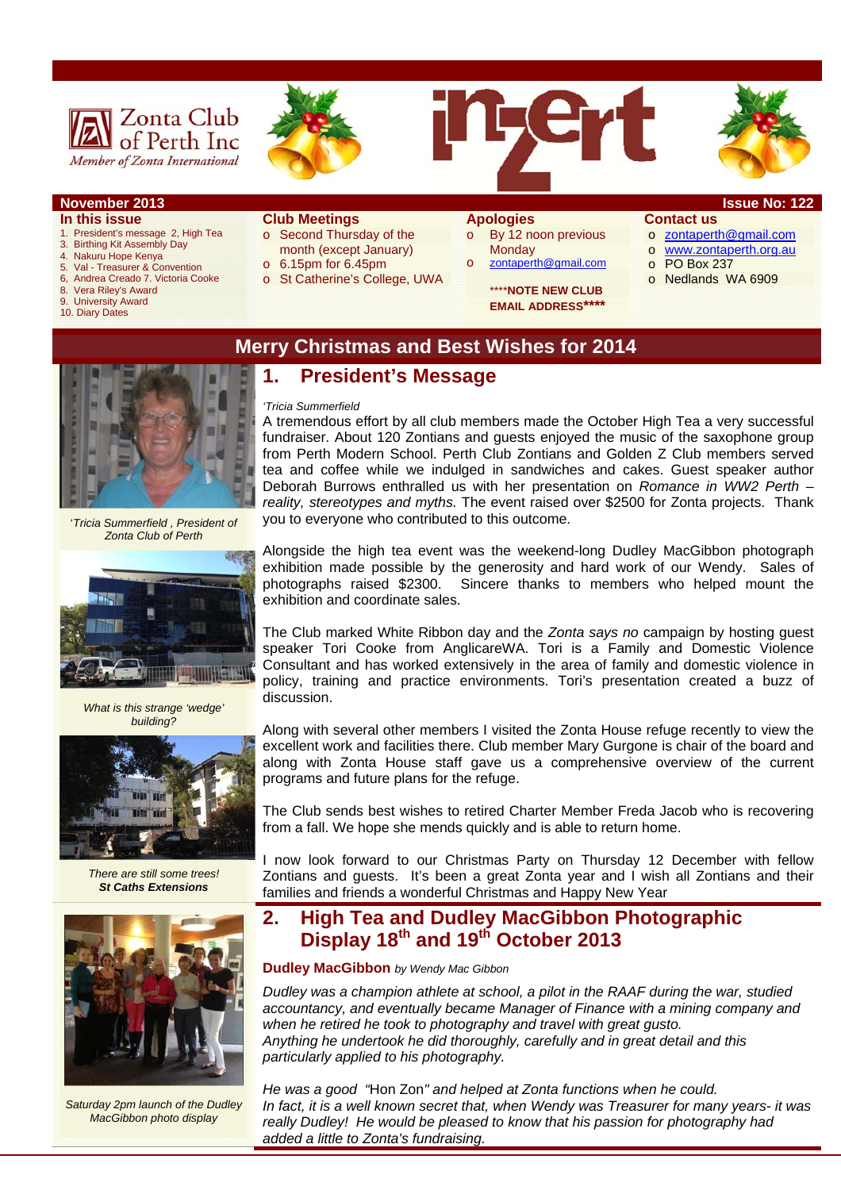Zonta Club of Perth Inc

*Member of Zonta International*

inZert

**November 2013** **Issue No: 122**

### In this issue

1. President's message 2, High Tea
3. Birthing Kit Assembly Day
4. Nakuru Hope Kenya
5. Val - Treasurer & Convention
6. Andrea Creado 7. Victoria Cooke
8. Vera Riley's Award
9. University Award
10. Diary Dates

### Club Meetings

- Second Thursday of the month (except January)
- 6.15pm for 6.45pm
- St Catherine's College, UWA

### Apologies

- By 12 noon previous Monday
- zontaperth@gmail.com

\*\*\*\***NOTE NEW CLUB EMAIL ADDRESS**\*\*\*\*

### Contact us

- zontaperth@gmail.com
- www.zontaperth.org.au
- PO Box 237
- Nedlands WA 6909

## Merry Christmas and Best Wishes for 2014

'Tricia Summerfield , President of Zonta Club of Perth

What is this strange 'wedge' building?

There are still some trees! **St Caths Extensions**

Saturday 2pm launch of the Dudley MacGibbon photo display

## 1. President's Message

*'Tricia Summerfield*

A tremendous effort by all club members made the October High Tea a very successful fundraiser. About 120 Zontians and guests enjoyed the music of the saxophone group from Perth Modern School. Perth Club Zontians and Golden Z Club members served tea and coffee while we indulged in sandwiches and cakes. Guest speaker author Deborah Burrows enthralled us with her presentation on *Romance in WW2 Perth – reality, stereotypes and myths.* The event raised over $2500 for Zonta projects. Thank you to everyone who contributed to this outcome.

Alongside the high tea event was the weekend-long Dudley MacGibbon photograph exhibition made possible by the generosity and hard work of our Wendy. Sales of photographs raised $2300. Sincere thanks to members who helped mount the exhibition and coordinate sales.

The Club marked White Ribbon day and the *Zonta says no* campaign by hosting guest speaker Tori Cooke from AnglicareWA. Tori is a Family and Domestic Violence Consultant and has worked extensively in the area of family and domestic violence in policy, training and practice environments. Tori's presentation created a buzz of discussion.

Along with several other members I visited the Zonta House refuge recently to view the excellent work and facilities there. Club member Mary Gurgone is chair of the board and along with Zonta House staff gave us a comprehensive overview of the current programs and future plans for the refuge.

The Club sends best wishes to retired Charter Member Freda Jacob who is recovering from a fall. We hope she mends quickly and is able to return home.

I now look forward to our Christmas Party on Thursday 12 December with fellow Zontians and guests. It's been a great Zonta year and I wish all Zontians and their families and friends a wonderful Christmas and Happy New Year

## 2. High Tea and Dudley MacGibbon Photographic Display 18th and 19th October 2013

**Dudley MacGibbon** *by Wendy Mac Gibbon*

*Dudley was a champion athlete at school, a pilot in the RAAF during the war, studied accountancy, and eventually became Manager of Finance with a mining company and when he retired he took to photography and travel with great gusto.*
*Anything he undertook he did thoroughly, carefully and in great detail and this particularly applied to his photography.*

*He was a good "*Hon Zon*" and helped at Zonta functions when he could.*
*In fact, it is a well known secret that, when Wendy was Treasurer for many years- it was really Dudley! He would be pleased to know that his passion for photography had added a little to Zonta's fundraising.*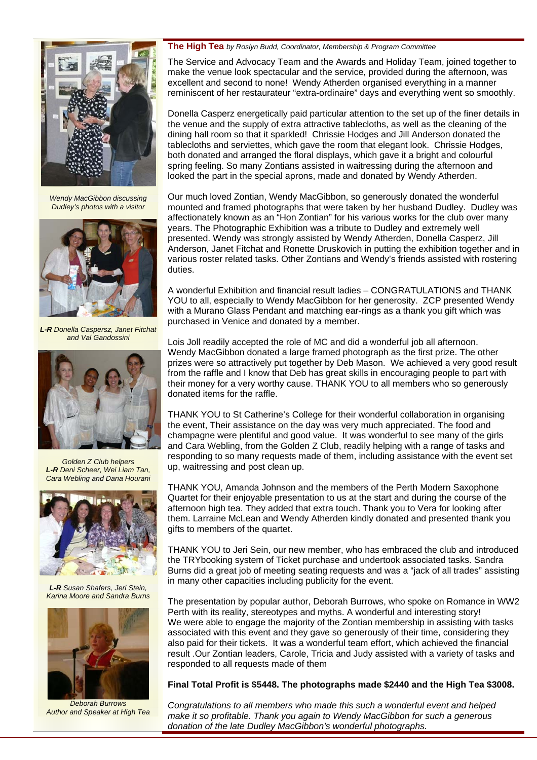## The High Tea *by Roslyn Budd, Coordinator, Membership & Program Committee*

The Service and Advocacy Team and the Awards and Holiday Team, joined together to make the venue look spectacular and the service, provided during the afternoon, was excellent and second to none! Wendy Atherden organised everything in a manner reminiscent of her restaurateur "extra-ordinaire" days and everything went so smoothly.

Donella Casperz energetically paid particular attention to the set up of the finer details in the venue and the supply of extra attractive tablecloths, as well as the cleaning of the dining hall room so that it sparkled! Chrissie Hodges and Jill Anderson donated the tablecloths and serviettes, which gave the room that elegant look. Chrissie Hodges, both donated and arranged the floral displays, which gave it a bright and colourful spring feeling. So many Zontians assisted in waitressing during the afternoon and looked the part in the special aprons, made and donated by Wendy Atherden.

Our much loved Zontian, Wendy MacGibbon, so generously donated the wonderful mounted and framed photographs that were taken by her husband Dudley. Dudley was affectionately known as an "Hon Zontian" for his various works for the club over many years. The Photographic Exhibition was a tribute to Dudley and extremely well presented. Wendy was strongly assisted by Wendy Atherden, Donella Casperz, Jill Anderson, Janet Fitchat and Ronette Druskovich in putting the exhibition together and in various roster related tasks. Other Zontians and Wendy's friends assisted with rostering duties.

A wonderful Exhibition and financial result ladies – CONGRATULATIONS and THANK YOU to all, especially to Wendy MacGibbon for her generosity. ZCP presented Wendy with a Murano Glass Pendant and matching ear-rings as a thank you gift which was purchased in Venice and donated by a member.

Lois Joll readily accepted the role of MC and did a wonderful job all afternoon. Wendy MacGibbon donated a large framed photograph as the first prize. The other prizes were so attractively put together by Deb Mason. We achieved a very good result from the raffle and I know that Deb has great skills in encouraging people to part with their money for a very worthy cause. THANK YOU to all members who so generously donated items for the raffle.

THANK YOU to St Catherine's College for their wonderful collaboration in organising the event, Their assistance on the day was very much appreciated. The food and champagne were plentiful and good value. It was wonderful to see many of the girls and Cara Webling, from the Golden Z Club, readily helping with a range of tasks and responding to so many requests made of them, including assistance with the event set up, waitressing and post clean up.

THANK YOU, Amanda Johnson and the members of the Perth Modern Saxophone Quartet for their enjoyable presentation to us at the start and during the course of the afternoon high tea. They added that extra touch. Thank you to Vera for looking after them. Larraine McLean and Wendy Atherden kindly donated and presented thank you gifts to members of the quartet.

THANK YOU to Jeri Sein, our new member, who has embraced the club and introduced the TRYbooking system of Ticket purchase and undertook associated tasks. Sandra Burns did a great job of meeting seating requests and was a "jack of all trades" assisting in many other capacities including publicity for the event.

The presentation by popular author, Deborah Burrows, who spoke on Romance in WW2 Perth with its reality, stereotypes and myths. A wonderful and interesting story!
We were able to engage the majority of the Zontian membership in assisting with tasks associated with this event and they gave so generously of their time, considering they also paid for their tickets. It was a wonderful team effort, which achieved the financial result .Our Zontian leaders, Carole, Tricia and Judy assisted with a variety of tasks and responded to all requests made of them

**Final Total Profit is $5448. The photographs made $2440 and the High Tea $3008.**

*Congratulations to all members who made this such a wonderful event and helped make it so profitable. Thank you again to Wendy MacGibbon for such a generous donation of the late Dudley MacGibbon's wonderful photographs.*

*Wendy MacGibbon discussing Dudley's photos with a visitor*

***L-R** Donella Caspersz, Janet Fitchat and Val Gandossini*

*Golden Z Club helpers*
***L-R** Deni Scheer, Wei Liam Tan, Cara Webling and Dana Hourani*

***L-R** Susan Shafers, Jeri Stein, Karina Moore and Sandra Burns*

*Deborah Burrows*
*Author and Speaker at High Tea*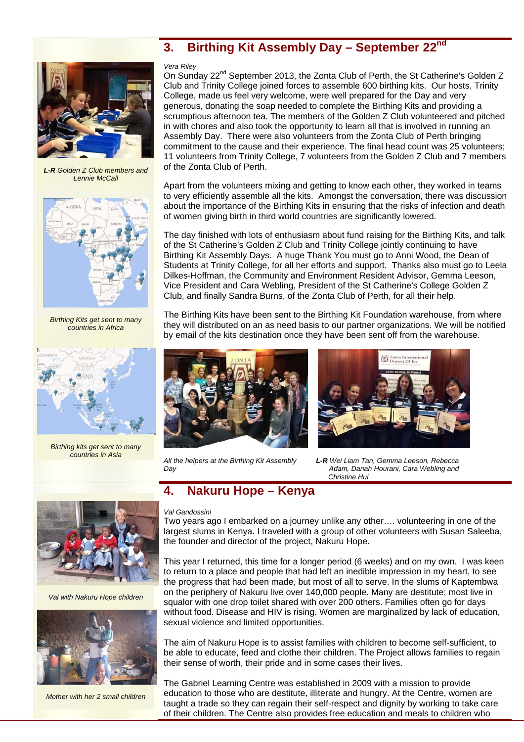## 3. Birthing Kit Assembly Day – September 22nd

*Vera Riley*

On Sunday 22nd September 2013, the Zonta Club of Perth, the St Catherine's Golden Z Club and Trinity College joined forces to assemble 600 birthing kits. Our hosts, Trinity College, made us feel very welcome, were well prepared for the Day and very generous, donating the soap needed to complete the Birthing Kits and providing a scrumptious afternoon tea. The members of the Golden Z Club volunteered and pitched in with chores and also took the opportunity to learn all that is involved in running an Assembly Day. There were also volunteers from the Zonta Club of Perth bringing commitment to the cause and their experience. The final head count was 25 volunteers; 11 volunteers from Trinity College, 7 volunteers from the Golden Z Club and 7 members of the Zonta Club of Perth.

Apart from the volunteers mixing and getting to know each other, they worked in teams to very efficiently assemble all the kits. Amongst the conversation, there was discussion about the importance of the Birthing Kits in ensuring that the risks of infection and death of women giving birth in third world countries are significantly lowered.

The day finished with lots of enthusiasm about fund raising for the Birthing Kits, and talk of the St Catherine's Golden Z Club and Trinity College jointly continuing to have Birthing Kit Assembly Days. A huge Thank You must go to Anni Wood, the Dean of Students at Trinity College, for all her efforts and support. Thanks also must go to Leela Dilkes-Hoffman, the Community and Environment Resident Advisor, Gemma Leeson, Vice President and Cara Webling, President of the St Catherine's College Golden Z Club, and finally Sandra Burns, of the Zonta Club of Perth, for all their help.

The Birthing Kits have been sent to the Birthing Kit Foundation warehouse, from where they will distributed on an as need basis to our partner organizations. We will be notified by email of the kits destination once they have been sent off from the warehouse.

***L-R*** *Golden Z Club members and Lennie McCall*

*Birthing Kits get sent to many countries in Africa*

*Birthing kits get sent to many countries in Asia*

*All the helpers at the Birthing Kit Assembly Day*

***L-R*** *Wei Liam Tan, Gemma Leeson, Rebecca Adam, Danah Hourani, Cara Webling and Christine Hui*

## 4. Nakuru Hope – Kenya

*Val Gandossini*

Two years ago I embarked on a journey unlike any other…. volunteering in one of the largest slums in Kenya. I traveled with a group of other volunteers with Susan Saleeba, the founder and director of the project, Nakuru Hope.

This year I returned, this time for a longer period (6 weeks) and on my own. I was keen to return to a place and people that had left an inedible impression in my heart, to see the progress that had been made, but most of all to serve. In the slums of Kaptembwa on the periphery of Nakuru live over 140,000 people. Many are destitute; most live in squalor with one drop toilet shared with over 200 others. Families often go for days without food. Disease and HIV is rising. Women are marginalized by lack of education, sexual violence and limited opportunities.

The aim of Nakuru Hope is to assist families with children to become self-sufficient, to be able to educate, feed and clothe their children. The Project allows families to regain their sense of worth, their pride and in some cases their lives.

The Gabriel Learning Centre was established in 2009 with a mission to provide education to those who are destitute, illiterate and hungry. At the Centre, women are taught a trade so they can regain their self-respect and dignity by working to take care of their children. The Centre also provides free education and meals to children who

*Val with Nakuru Hope children*

*Mother with her 2 small children*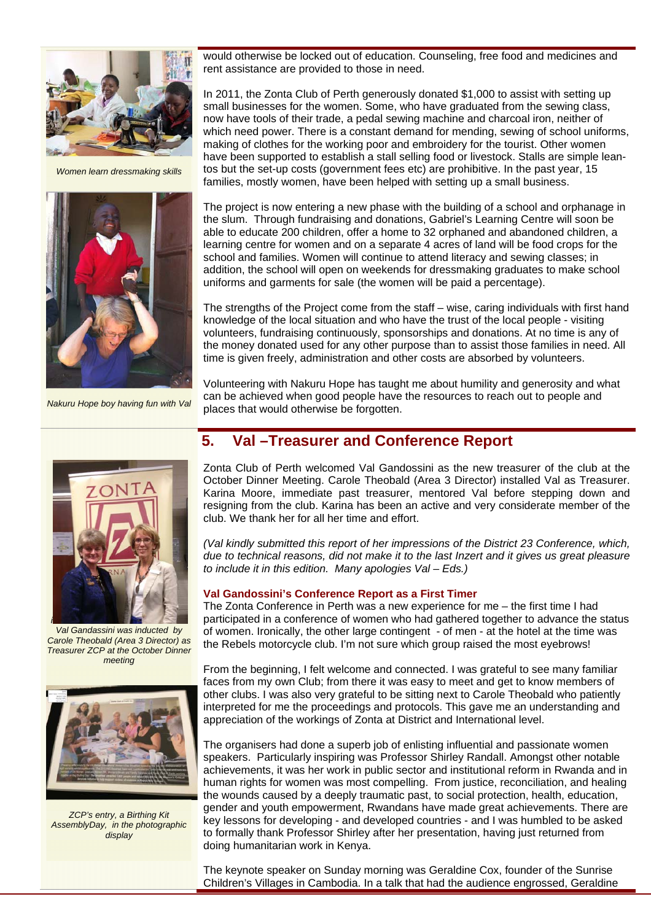would otherwise be locked out of education. Counseling, free food and medicines and rent assistance are provided to those in need.

In 2011, the Zonta Club of Perth generously donated $1,000 to assist with setting up small businesses for the women. Some, who have graduated from the sewing class, now have tools of their trade, a pedal sewing machine and charcoal iron, neither of which need power. There is a constant demand for mending, sewing of school uniforms, making of clothes for the working poor and embroidery for the tourist. Other women have been supported to establish a stall selling food or livestock. Stalls are simple lean-tos but the set-up costs (government fees etc) are prohibitive. In the past year, 15 families, mostly women, have been helped with setting up a small business.

The project is now entering a new phase with the building of a school and orphanage in the slum. Through fundraising and donations, Gabriel's Learning Centre will soon be able to educate 200 children, offer a home to 32 orphaned and abandoned children, a learning centre for women and on a separate 4 acres of land will be food crops for the school and families. Women will continue to attend literacy and sewing classes; in addition, the school will open on weekends for dressmaking graduates to make school uniforms and garments for sale (the women will be paid a percentage).

The strengths of the Project come from the staff – wise, caring individuals with first hand knowledge of the local situation and who have the trust of the local people - visiting volunteers, fundraising continuously, sponsorships and donations. At no time is any of the money donated used for any other purpose than to assist those families in need. All time is given freely, administration and other costs are absorbed by volunteers.

Volunteering with Nakuru Hope has taught me about humility and generosity and what can be achieved when good people have the resources to reach out to people and places that would otherwise be forgotten.

*Women learn dressmaking skills*

*Nakuru Hope boy having fun with Val*

## 5. Val –Treasurer and Conference Report

Zonta Club of Perth welcomed Val Gandossini as the new treasurer of the club at the October Dinner Meeting. Carole Theobald (Area 3 Director) installed Val as Treasurer. Karina Moore, immediate past treasurer, mentored Val before stepping down and resigning from the club. Karina has been an active and very considerate member of the club. We thank her for all her time and effort.

*(Val kindly submitted this report of her impressions of the District 23 Conference, which, due to technical reasons, did not make it to the last Inzert and it gives us great pleasure to include it in this edition. Many apologies Val – Eds.)*

### Val Gandossini's Conference Report as a First Timer

The Zonta Conference in Perth was a new experience for me – the first time I had participated in a conference of women who had gathered together to advance the status of women. Ironically, the other large contingent - of men - at the hotel at the time was the Rebels motorcycle club. I'm not sure which group raised the most eyebrows!

From the beginning, I felt welcome and connected. I was grateful to see many familiar faces from my own Club; from there it was easy to meet and get to know members of other clubs. I was also very grateful to be sitting next to Carole Theobald who patiently interpreted for me the proceedings and protocols. This gave me an understanding and appreciation of the workings of Zonta at District and International level.

The organisers had done a superb job of enlisting influential and passionate women speakers. Particularly inspiring was Professor Shirley Randall. Amongst other notable achievements, it was her work in public sector and institutional reform in Rwanda and in human rights for women was most compelling. From justice, reconciliation, and healing the wounds caused by a deeply traumatic past, to social protection, health, education, gender and youth empowerment, Rwandans have made great achievements. There are key lessons for developing - and developed countries - and I was humbled to be asked to formally thank Professor Shirley after her presentation, having just returned from doing humanitarian work in Kenya.

The keynote speaker on Sunday morning was Geraldine Cox, founder of the Sunrise Children's Villages in Cambodia. In a talk that had the audience engrossed, Geraldine

*Val Gandassini was inducted by Carole Theobald (Area 3 Director) as Treasurer ZCP at the October Dinner meeting*

*ZCP's entry, a Birthing Kit AssemblyDay, in the photographic display*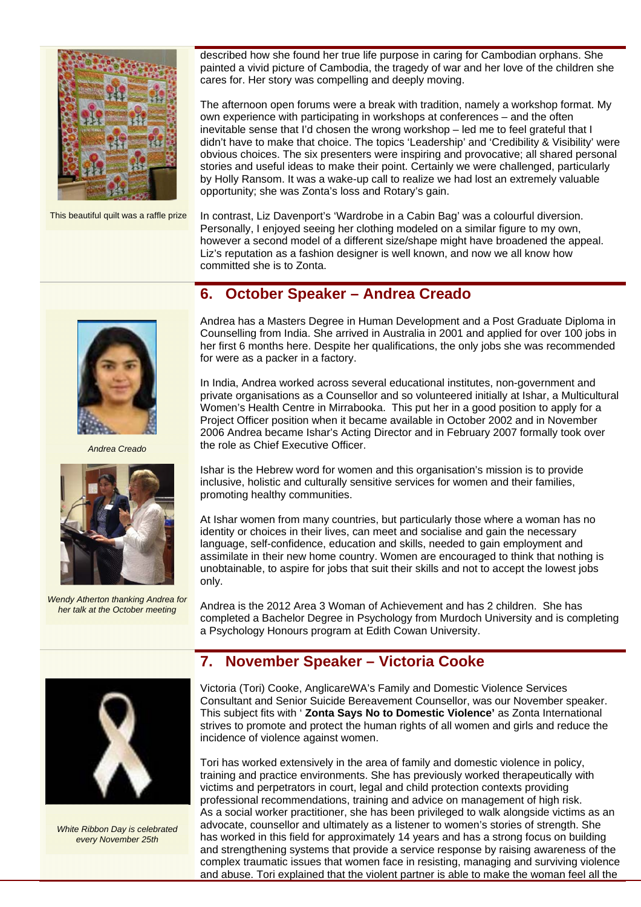described how she found her true life purpose in caring for Cambodian orphans. She painted a vivid picture of Cambodia, the tragedy of war and her love of the children she cares for. Her story was compelling and deeply moving.

The afternoon open forums were a break with tradition, namely a workshop format. My own experience with participating in workshops at conferences – and the often inevitable sense that I'd chosen the wrong workshop – led me to feel grateful that I didn't have to make that choice. The topics 'Leadership' and 'Credibility & Visibility' were obvious choices. The six presenters were inspiring and provocative; all shared personal stories and useful ideas to make their point. Certainly we were challenged, particularly by Holly Ransom. It was a wake-up call to realize we had lost an extremely valuable opportunity; she was Zonta's loss and Rotary's gain.

This beautiful quilt was a raffle prize

In contrast, Liz Davenport's 'Wardrobe in a Cabin Bag' was a colourful diversion. Personally, I enjoyed seeing her clothing modeled on a similar figure to my own, however a second model of a different size/shape might have broadened the appeal. Liz's reputation as a fashion designer is well known, and now we all know how committed she is to Zonta.

## 6. October Speaker – Andrea Creado

*Andrea Creado*

*Wendy Atherton thanking Andrea for her talk at the October meeting*

Andrea has a Masters Degree in Human Development and a Post Graduate Diploma in Counselling from India. She arrived in Australia in 2001 and applied for over 100 jobs in her first 6 months here. Despite her qualifications, the only jobs she was recommended for were as a packer in a factory.

In India, Andrea worked across several educational institutes, non-government and private organisations as a Counsellor and so volunteered initially at Ishar, a Multicultural Women's Health Centre in Mirrabooka. This put her in a good position to apply for a Project Officer position when it became available in October 2002 and in November 2006 Andrea became Ishar's Acting Director and in February 2007 formally took over the role as Chief Executive Officer.

Ishar is the Hebrew word for women and this organisation's mission is to provide inclusive, holistic and culturally sensitive services for women and their families, promoting healthy communities.

At Ishar women from many countries, but particularly those where a woman has no identity or choices in their lives, can meet and socialise and gain the necessary language, self-confidence, education and skills, needed to gain employment and assimilate in their new home country. Women are encouraged to think that nothing is unobtainable, to aspire for jobs that suit their skills and not to accept the lowest jobs only.

Andrea is the 2012 Area 3 Woman of Achievement and has 2 children. She has completed a Bachelor Degree in Psychology from Murdoch University and is completing a Psychology Honours program at Edith Cowan University.

## 7. November Speaker – Victoria Cooke

*White Ribbon Day is celebrated every November 25th*

Victoria (Tori) Cooke, AnglicareWA's Family and Domestic Violence Services Consultant and Senior Suicide Bereavement Counsellor, was our November speaker. This subject fits with ' **Zonta Says No to Domestic Violence'** as Zonta International strives to promote and protect the human rights of all women and girls and reduce the incidence of violence against women.

Tori has worked extensively in the area of family and domestic violence in policy, training and practice environments. She has previously worked therapeutically with victims and perpetrators in court, legal and child protection contexts providing professional recommendations, training and advice on management of high risk.
As a social worker practitioner, she has been privileged to walk alongside victims as an advocate, counsellor and ultimately as a listener to women's stories of strength. She has worked in this field for approximately 14 years and has a strong focus on building and strengthening systems that provide a service response by raising awareness of the complex traumatic issues that women face in resisting, managing and surviving violence and abuse. Tori explained that the violent partner is able to make the woman feel all the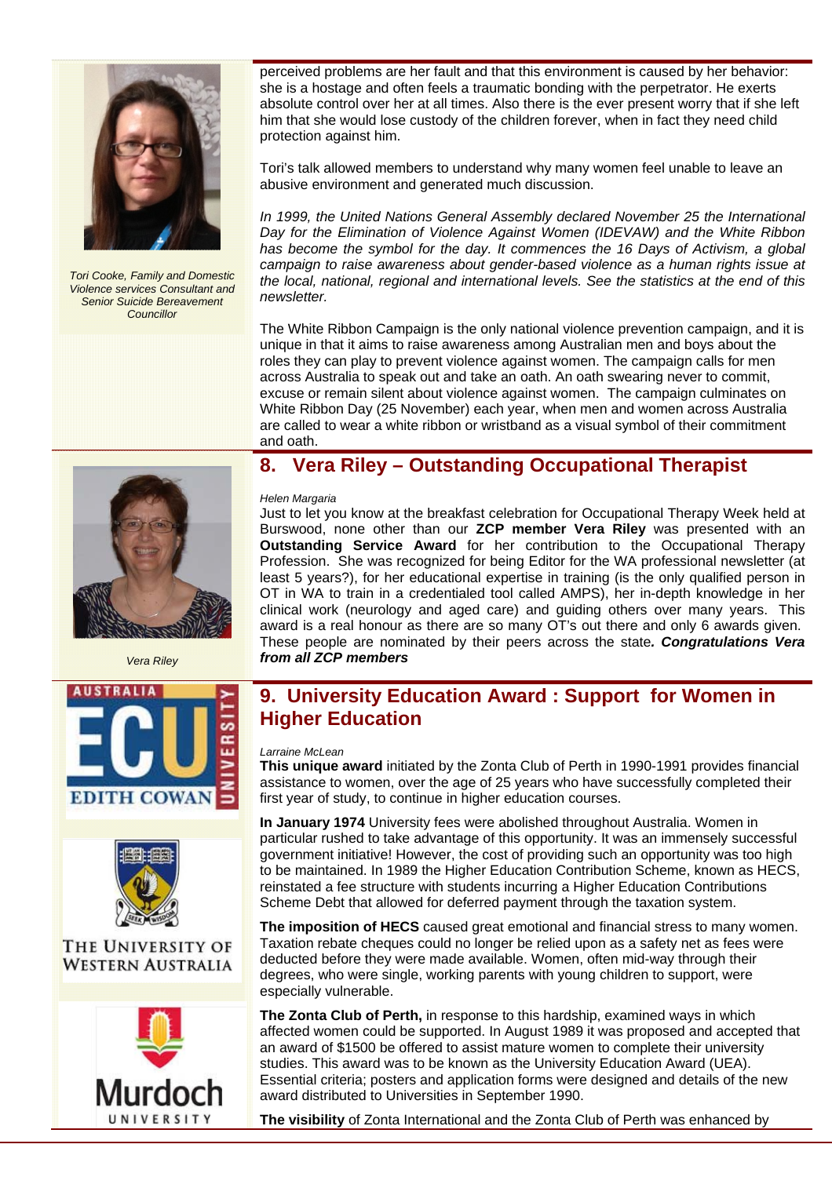perceived problems are her fault and that this environment is caused by her behavior: she is a hostage and often feels a traumatic bonding with the perpetrator. He exerts absolute control over her at all times. Also there is the ever present worry that if she left him that she would lose custody of the children forever, when in fact they need child protection against him.

*Tori Cooke, Family and Domestic Violence services Consultant and Senior Suicide Bereavement Councillor*

Tori's talk allowed members to understand why many women feel unable to leave an abusive environment and generated much discussion.

*In 1999, the United Nations General Assembly declared November 25 the International Day for the Elimination of Violence Against Women (IDEVAW) and the White Ribbon has become the symbol for the day. It commences the 16 Days of Activism, a global campaign to raise awareness about gender-based violence as a human rights issue at the local, national, regional and international levels. See the statistics at the end of this newsletter.*

The White Ribbon Campaign is the only national violence prevention campaign, and it is unique in that it aims to raise awareness among Australian men and boys about the roles they can play to prevent violence against women. The campaign calls for men across Australia to speak out and take an oath. An oath swearing never to commit, excuse or remain silent about violence against women. The campaign culminates on White Ribbon Day (25 November) each year, when men and women across Australia are called to wear a white ribbon or wristband as a visual symbol of their commitment and oath.

## 8. Vera Riley – Outstanding Occupational Therapist

*Vera Riley*

*Helen Margaria*

Just to let you know at the breakfast celebration for Occupational Therapy Week held at Burswood, none other than our **ZCP member Vera Riley** was presented with an **Outstanding Service Award** for her contribution to the Occupational Therapy Profession. She was recognized for being Editor for the WA professional newsletter (at least 5 years?), for her educational expertise in training (is the only qualified person in OT in WA to train in a credentialed tool called AMPS), her in-depth knowledge in her clinical work (neurology and aged care) and guiding others over many years. This award is a real honour as there are so many OT's out there and only 6 awards given. These people are nominated by their peers across the state***. Congratulations Vera from all ZCP members***

## 9. University Education Award : Support for Women in Higher Education

*Larraine McLean*

**This unique award** initiated by the Zonta Club of Perth in 1990-1991 provides financial assistance to women, over the age of 25 years who have successfully completed their first year of study, to continue in higher education courses.

**In January 1974** University fees were abolished throughout Australia. Women in particular rushed to take advantage of this opportunity. It was an immensely successful government initiative! However, the cost of providing such an opportunity was too high to be maintained. In 1989 the Higher Education Contribution Scheme, known as HECS, reinstated a fee structure with students incurring a Higher Education Contributions Scheme Debt that allowed for deferred payment through the taxation system.

**The imposition of HECS** caused great emotional and financial stress to many women. Taxation rebate cheques could no longer be relied upon as a safety net as fees were deducted before they were made available. Women, often mid-way through their degrees, who were single, working parents with young children to support, were especially vulnerable.

**The Zonta Club of Perth,** in response to this hardship, examined ways in which affected women could be supported. In August 1989 it was proposed and accepted that an award of $1500 be offered to assist mature women to complete their university studies. This award was to be known as the University Education Award (UEA). Essential criteria; posters and application forms were designed and details of the new award distributed to Universities in September 1990.

**The visibility** of Zonta International and the Zonta Club of Perth was enhanced by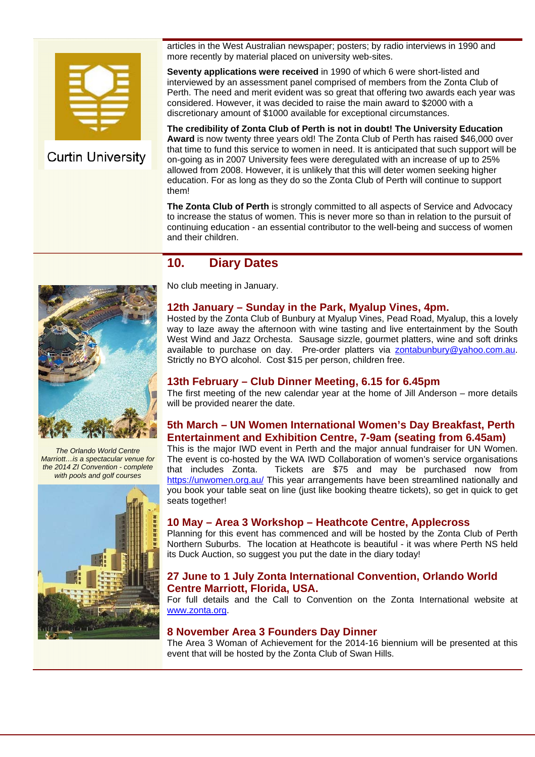Curtin University

articles in the West Australian newspaper; posters; by radio interviews in 1990 and more recently by material placed on university web-sites.

**Seventy applications were received** in 1990 of which 6 were short-listed and interviewed by an assessment panel comprised of members from the Zonta Club of Perth. The need and merit evident was so great that offering two awards each year was considered. However, it was decided to raise the main award to $2000 with a discretionary amount of $1000 available for exceptional circumstances.

**The credibility of Zonta Club of Perth is not in doubt! The University Education Award** is now twenty three years old! The Zonta Club of Perth has raised $46,000 over that time to fund this service to women in need. It is anticipated that such support will be on-going as in 2007 University fees were deregulated with an increase of up to 25% allowed from 2008. However, it is unlikely that this will deter women seeking higher education. For as long as they do so the Zonta Club of Perth will continue to support them!

**The Zonta Club of Perth** is strongly committed to all aspects of Service and Advocacy to increase the status of women. This is never more so than in relation to the pursuit of continuing education - an essential contributor to the well-being and success of women and their children.

## 10. Diary Dates

No club meeting in January.

### 12th January – Sunday in the Park, Myalup Vines, 4pm.

Hosted by the Zonta Club of Bunbury at Myalup Vines, Pead Road, Myalup, this a lovely way to laze away the afternoon with wine tasting and live entertainment by the South West Wind and Jazz Orchesta. Sausage sizzle, gourmet platters, wine and soft drinks available to purchase on day. Pre-order platters via zontabunbury@yahoo.com.au. Strictly no BYO alcohol. Cost $15 per person, children free.

### 13th February – Club Dinner Meeting, 6.15 for 6.45pm

The first meeting of the new calendar year at the home of Jill Anderson – more details will be provided nearer the date.

### 5th March – UN Women International Women's Day Breakfast, Perth Entertainment and Exhibition Centre, 7-9am (seating from 6.45am)

This is the major IWD event in Perth and the major annual fundraiser for UN Women. The event is co-hosted by the WA IWD Collaboration of women's service organisations that includes Zonta. Tickets are $75 and may be purchased now from https://unwomen.org.au/ This year arrangements have been streamlined nationally and you book your table seat on line (just like booking theatre tickets), so get in quick to get seats together!

*The Orlando World Centre Marriott…is a spectacular venue for the 2014 ZI Convention - complete with pools and golf courses*

### 10 May – Area 3 Workshop – Heathcote Centre, Applecross

Planning for this event has commenced and will be hosted by the Zonta Club of Perth Northern Suburbs. The location at Heathcote is beautiful - it was where Perth NS held its Duck Auction, so suggest you put the date in the diary today!

### 27 June to 1 July Zonta International Convention, Orlando World Centre Marriott, Florida, USA.

For full details and the Call to Convention on the Zonta International website at www.zonta.org.

### 8 November Area 3 Founders Day Dinner

The Area 3 Woman of Achievement for the 2014-16 biennium will be presented at this event that will be hosted by the Zonta Club of Swan Hills.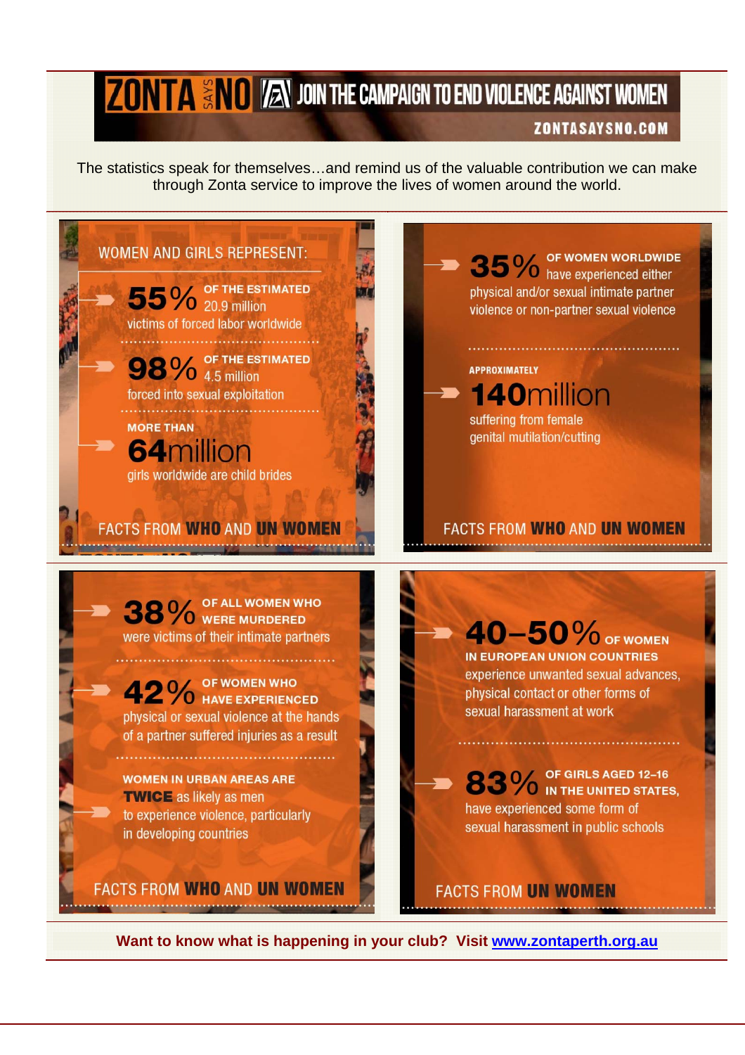# ZONTA SAYS NO — JOIN THE CAMPAIGN TO END VIOLENCE AGAINST WOMEN

ZONTASAYSNO.COM

The statistics speak for themselves…and remind us of the valuable contribution we can make through Zonta service to improve the lives of women around the world.

## WOMEN AND GIRLS REPRESENT:

**55%** OF THE ESTIMATED 20.9 million victims of forced labor worldwide

**98%** OF THE ESTIMATED 4.5 million forced into sexual exploitation

MORE THAN **64million** girls worldwide are child brides

FACTS FROM **WHO** AND **UN WOMEN**

---

**35%** OF WOMEN WORLDWIDE have experienced either physical and/or sexual intimate partner violence or non-partner sexual violence

APPROXIMATELY **140million** suffering from female genital mutilation/cutting

FACTS FROM **WHO** AND **UN WOMEN**

---

**38%** OF ALL WOMEN WHO WERE MURDERED were victims of their intimate partners

**42%** OF WOMEN WHO HAVE EXPERIENCED physical or sexual violence at the hands of a partner suffered injuries as a result

WOMEN IN URBAN AREAS ARE **TWICE** as likely as men to experience violence, particularly in developing countries

FACTS FROM **WHO** AND **UN WOMEN**

---

**40–50%** OF WOMEN IN EUROPEAN UNION COUNTRIES experience unwanted sexual advances, physical contact or other forms of sexual harassment at work

**83%** OF GIRLS AGED 12–16 IN THE UNITED STATES, have experienced some form of sexual harassment in public schools

FACTS FROM **UN WOMEN**

---

**Want to know what is happening in your club? Visit [www.zontaperth.org.au](http://www.zontaperth.org.au)**